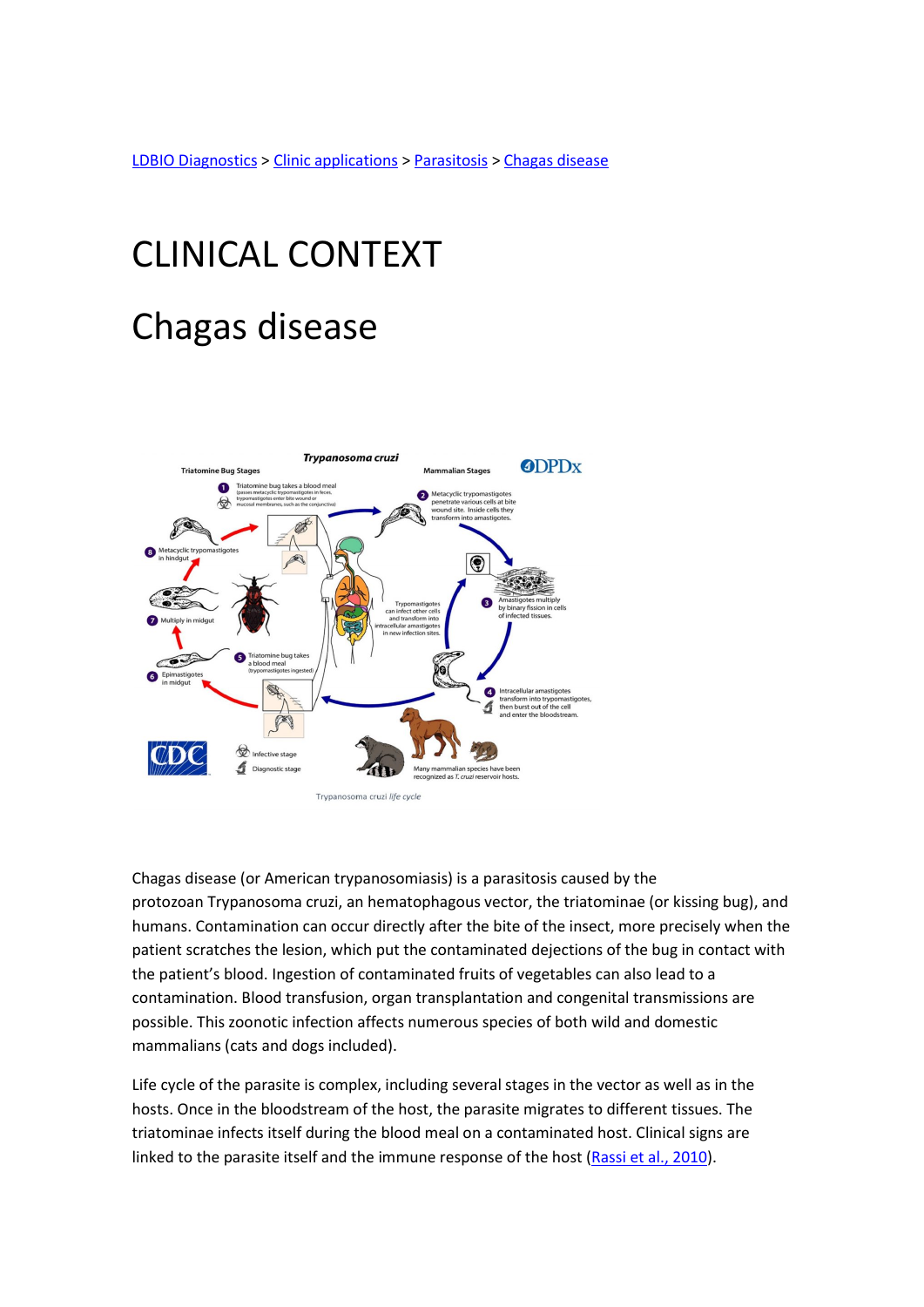[LDBIO Diagnostics](#) > [Clinic applications](#) > [Parasitosis](#) > [Chagas disease](#)

# CLINICAL CONTEXT

# Chagas disease

Trypanosoma cruzi *life cycle*

Chagas disease (or American trypanosomiasis) is a parasitosis caused by the protozoan Trypanosoma cruzi, an hematophagous vector, the triatominae (or kissing bug), and humans. Contamination can occur directly after the bite of the insect, more precisely when the patient scratches the lesion, which put the contaminated dejections of the bug in contact with the patient's blood. Ingestion of contaminated fruits of vegetables can also lead to a contamination. Blood transfusion, organ transplantation and congenital transmissions are possible. This zoonotic infection affects numerous species of both wild and domestic mammalians (cats and dogs included).

Life cycle of the parasite is complex, including several stages in the vector as well as in the hosts. Once in the bloodstream of the host, the parasite migrates to different tissues. The triatominae infects itself during the blood meal on a contaminated host. Clinical signs are linked to the parasite itself and the immune response of the host ([Rassi et al., 2010](#)).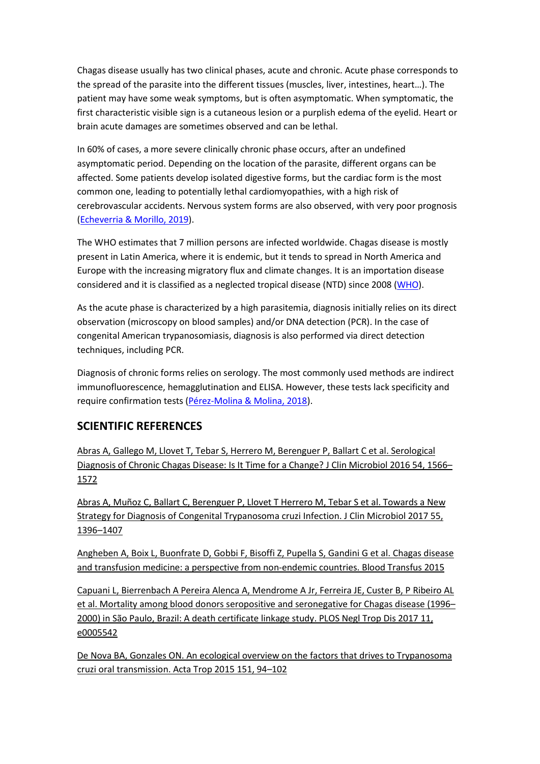Chagas disease usually has two clinical phases, acute and chronic. Acute phase corresponds to the spread of the parasite into the different tissues (muscles, liver, intestines, heart…). The patient may have some weak symptoms, but is often asymptomatic. When symptomatic, the first characteristic visible sign is a cutaneous lesion or a purplish edema of the eyelid. Heart or brain acute damages are sometimes observed and can be lethal.

In 60% of cases, a more severe clinically chronic phase occurs, after an undefined asymptomatic period. Depending on the location of the parasite, different organs can be affected. Some patients develop isolated digestive forms, but the cardiac form is the most common one, leading to potentially lethal cardiomyopathies, with a high risk of cerebrovascular accidents. Nervous system forms are also observed, with very poor prognosis (Echeverria & Morillo, 2019).

The WHO estimates that 7 million persons are infected worldwide. Chagas disease is mostly present in Latin America, where it is endemic, but it tends to spread in North America and Europe with the increasing migratory flux and climate changes. It is an importation disease considered and it is classified as a neglected tropical disease (NTD) since 2008 (WHO).

As the acute phase is characterized by a high parasitemia, diagnosis initially relies on its direct observation (microscopy on blood samples) and/or DNA detection (PCR). In the case of congenital American trypanosomiasis, diagnosis is also performed via direct detection techniques, including PCR.

Diagnosis of chronic forms relies on serology. The most commonly used methods are indirect immunofluorescence, hemagglutination and ELISA. However, these tests lack specificity and require confirmation tests (Pérez-Molina & Molina, 2018).

## SCIENTIFIC REFERENCES

Abras A, Gallego M, Llovet T, Tebar S, Herrero M, Berenguer P, Ballart C et al. Serological Diagnosis of Chronic Chagas Disease: Is It Time for a Change? J Clin Microbiol 2016 54, 1566–1572

Abras A, Muñoz C, Ballart C, Berenguer P, Llovet T Herrero M, Tebar S et al. Towards a New Strategy for Diagnosis of Congenital Trypanosoma cruzi Infection. J Clin Microbiol 2017 55, 1396–1407

Angheben A, Boix L, Buonfrate D, Gobbi F, Bisoffi Z, Pupella S, Gandini G et al. Chagas disease and transfusion medicine: a perspective from non-endemic countries. Blood Transfus 2015

Capuani L, Bierrenbach A Pereira Alenca A, Mendrome A Jr, Ferreira JE, Custer B, P Ribeiro AL et al. Mortality among blood donors seropositive and seronegative for Chagas disease (1996–2000) in São Paulo, Brazil: A death certificate linkage study. PLOS Negl Trop Dis 2017 11, e0005542

De Nova BA, Gonzales ON. An ecological overview on the factors that drives to Trypanosoma cruzi oral transmission. Acta Trop 2015 151, 94–102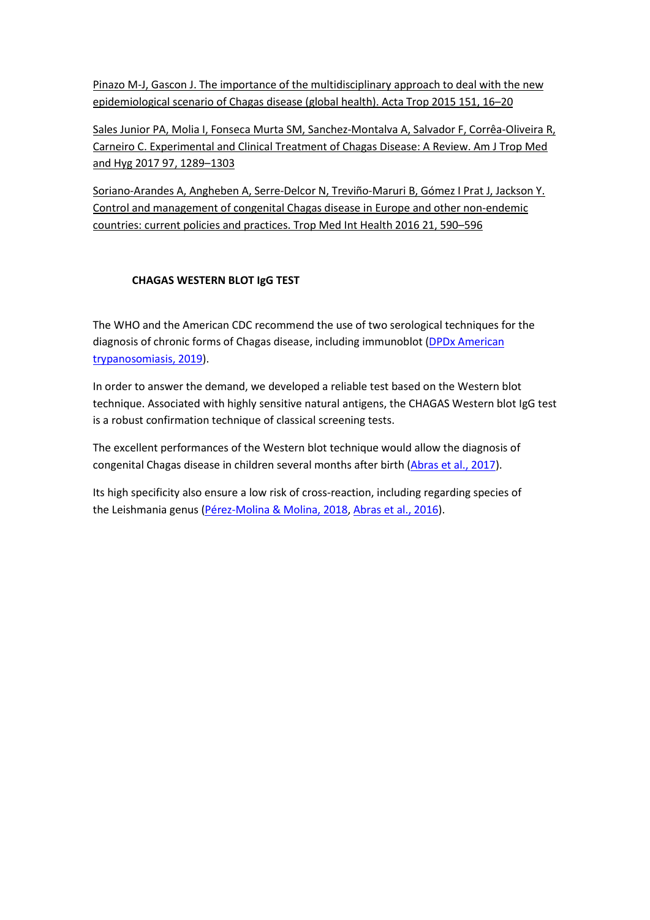Pinazo M-J, Gascon J. The importance of the multidisciplinary approach to deal with the new epidemiological scenario of Chagas disease (global health). Acta Trop 2015 151, 16–20

Sales Junior PA, Molia I, Fonseca Murta SM, Sanchez-Montalva A, Salvador F, Corrêa-Oliveira R, Carneiro C. Experimental and Clinical Treatment of Chagas Disease: A Review. Am J Trop Med and Hyg 2017 97, 1289–1303

Soriano-Arandes A, Angheben A, Serre-Delcor N, Treviño-Maruri B, Gómez I Prat J, Jackson Y. Control and management of congenital Chagas disease in Europe and other non-endemic countries: current policies and practices. Trop Med Int Health 2016 21, 590–596

## CHAGAS WESTERN BLOT IgG TEST

The WHO and the American CDC recommend the use of two serological techniques for the diagnosis of chronic forms of Chagas disease, including immunoblot (DPDx American trypanosomiasis, 2019).

In order to answer the demand, we developed a reliable test based on the Western blot technique. Associated with highly sensitive natural antigens, the CHAGAS Western blot IgG test is a robust confirmation technique of classical screening tests.

The excellent performances of the Western blot technique would allow the diagnosis of congenital Chagas disease in children several months after birth (Abras et al., 2017).

Its high specificity also ensure a low risk of cross-reaction, including regarding species of the Leishmania genus (Pérez-Molina & Molina, 2018, Abras et al., 2016).